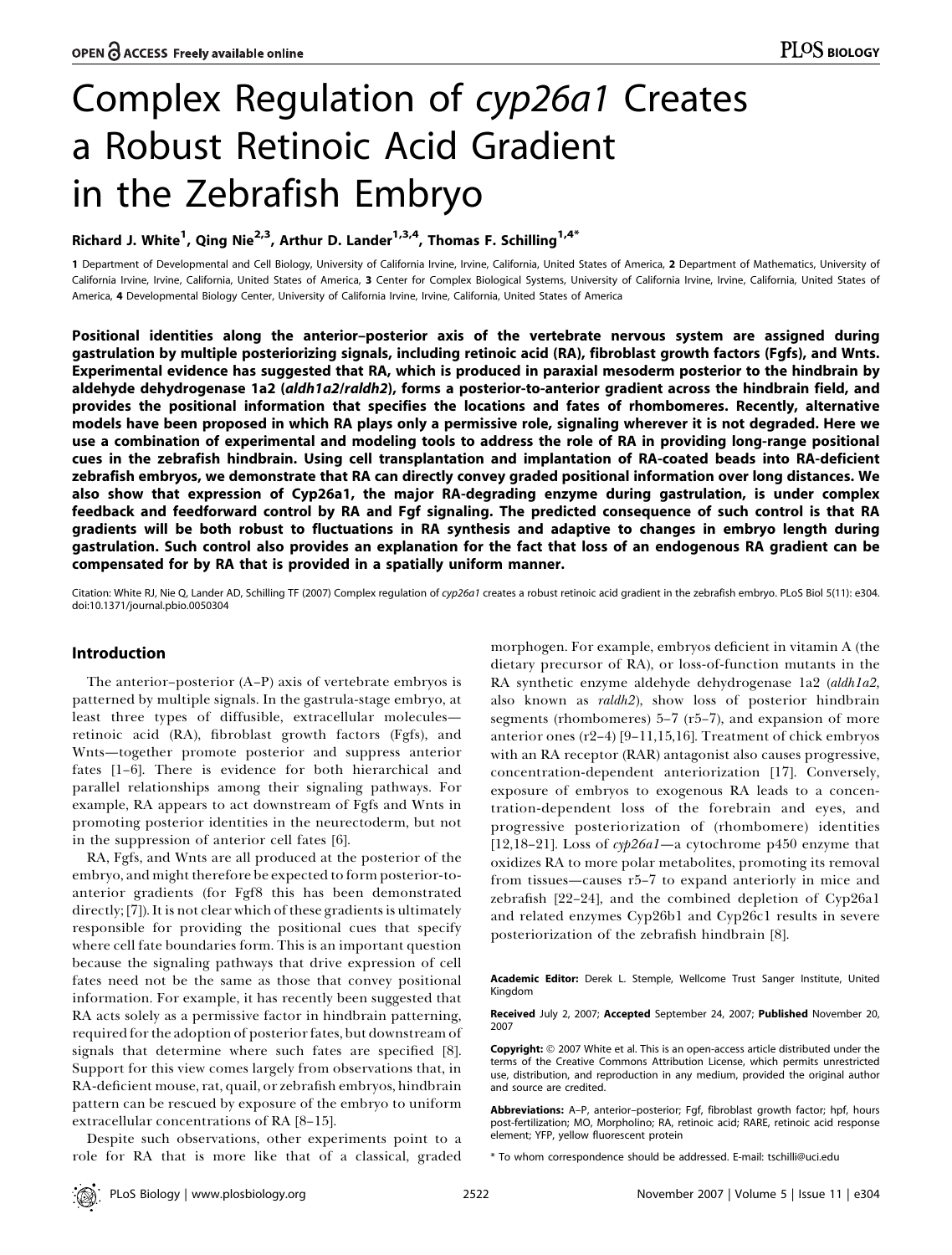# Complex Regulation of *cyp26a1* Creates a Robust Retinoic Acid Gradient in the Zebrafish Embryo

Richard J. White[1], Qing Nie[2,3], Arthur D. Lander[1,3,4], Thomas F. Schilling[1,4*]

1 Department of Developmental and Cell Biology, University of California Irvine, Irvine, California, United States of America, 2 Department of Mathematics, University of California Irvine, Irvine, California, United States of America, 3 Center for Complex Biological Systems, University of California Irvine, Irvine, California, United States of America, 4 Developmental Biology Center, University of California Irvine, Irvine, California, United States of America

**Positional identities along the anterior–posterior axis of the vertebrate nervous system are assigned during gastrulation by multiple posteriorizing signals, including retinoic acid (RA), fibroblast growth factors (Fgfs), and Wnts. Experimental evidence has suggested that RA, which is produced in paraxial mesoderm posterior to the hindbrain by aldehyde dehydrogenase 1a2 (*aldh1a2/raldh2*), forms a posterior-to-anterior gradient across the hindbrain field, and provides the positional information that specifies the locations and fates of rhombomeres. Recently, alternative models have been proposed in which RA plays only a permissive role, signaling wherever it is not degraded. Here we use a combination of experimental and modeling tools to address the role of RA in providing long-range positional cues in the zebrafish hindbrain. Using cell transplantation and implantation of RA-coated beads into RA-deficient zebrafish embryos, we demonstrate that RA can directly convey graded positional information over long distances. We also show that expression of Cyp26a1, the major RA-degrading enzyme during gastrulation, is under complex feedback and feedforward control by RA and Fgf signaling. The predicted consequence of such control is that RA gradients will be both robust to fluctuations in RA synthesis and adaptive to changes in embryo length during gastrulation. Such control also provides an explanation for the fact that loss of an endogenous RA gradient can be compensated for by RA that is provided in a spatially uniform manner.**

Citation: White RJ, Nie Q, Lander AD, Schilling TF (2007) Complex regulation of *cyp26a1* creates a robust retinoic acid gradient in the zebrafish embryo. PLoS Biol 5(11): e304. doi:10.1371/journal.pbio.0050304

## Introduction

The anterior–posterior (A–P) axis of vertebrate embryos is patterned by multiple signals. In the gastrula-stage embryo, at least three types of diffusible, extracellular molecules—retinoic acid (RA), fibroblast growth factors (Fgfs), and Wnts—together promote posterior and suppress anterior fates [1–6]. There is evidence for both hierarchical and parallel relationships among their signaling pathways. For example, RA appears to act downstream of Fgfs and Wnts in promoting posterior identities in the neurectoderm, but not in the suppression of anterior cell fates [6].

RA, Fgfs, and Wnts are all produced at the posterior of the embryo, and might therefore be expected to form posterior-to-anterior gradients (for Fgf8 this has been demonstrated directly; [7]). It is not clear which of these gradients is ultimately responsible for providing the positional cues that specify where cell fate boundaries form. This is an important question because the signaling pathways that drive expression of cell fates need not be the same as those that convey positional information. For example, it has recently been suggested that RA acts solely as a permissive factor in hindbrain patterning, required for the adoption of posterior fates, but downstream of signals that determine where such fates are specified [8]. Support for this view comes largely from observations that, in RA-deficient mouse, rat, quail, or zebrafish embryos, hindbrain pattern can be rescued by exposure of the embryo to uniform extracellular concentrations of RA [8–15].

Despite such observations, other experiments point to a role for RA that is more like that of a classical, graded morphogen. For example, embryos deficient in vitamin A (the dietary precursor of RA), or loss-of-function mutants in the RA synthetic enzyme aldehyde dehydrogenase 1a2 (*aldh1a2*, also known as *raldh2*), show loss of posterior hindbrain segments (rhombomeres) 5–7 (r5–7), and expansion of more anterior ones (r2–4) [9–11,15,16]. Treatment of chick embryos with an RA receptor (RAR) antagonist also causes progressive, concentration-dependent anteriorization [17]. Conversely, exposure of embryos to exogenous RA leads to a concentration-dependent loss of the forebrain and eyes, and progressive posteriorization of (rhombomere) identities [12,18–21]. Loss of *cyp26a1*—a cytochrome p450 enzyme that oxidizes RA to more polar metabolites, promoting its removal from tissues—causes r5–7 to expand anteriorly in mice and zebrafish [22–24], and the combined depletion of Cyp26a1 and related enzymes Cyp26b1 and Cyp26c1 results in severe posteriorization of the zebrafish hindbrain [8].

**Academic Editor:** Derek L. Stemple, Wellcome Trust Sanger Institute, United Kingdom

**Received** July 2, 2007; **Accepted** September 24, 2007; **Published** November 20, 2007

**Copyright:** © 2007 White et al. This is an open-access article distributed under the terms of the Creative Commons Attribution License, which permits unrestricted use, distribution, and reproduction in any medium, provided the original author and source are credited.

**Abbreviations:** A–P, anterior–posterior; Fgf, fibroblast growth factor; hpf, hours post-fertilization; MO, Morpholino; RA, retinoic acid; RARE, retinoic acid response element; YFP, yellow fluorescent protein

\* To whom correspondence should be addressed. E-mail: tschilli@uci.edu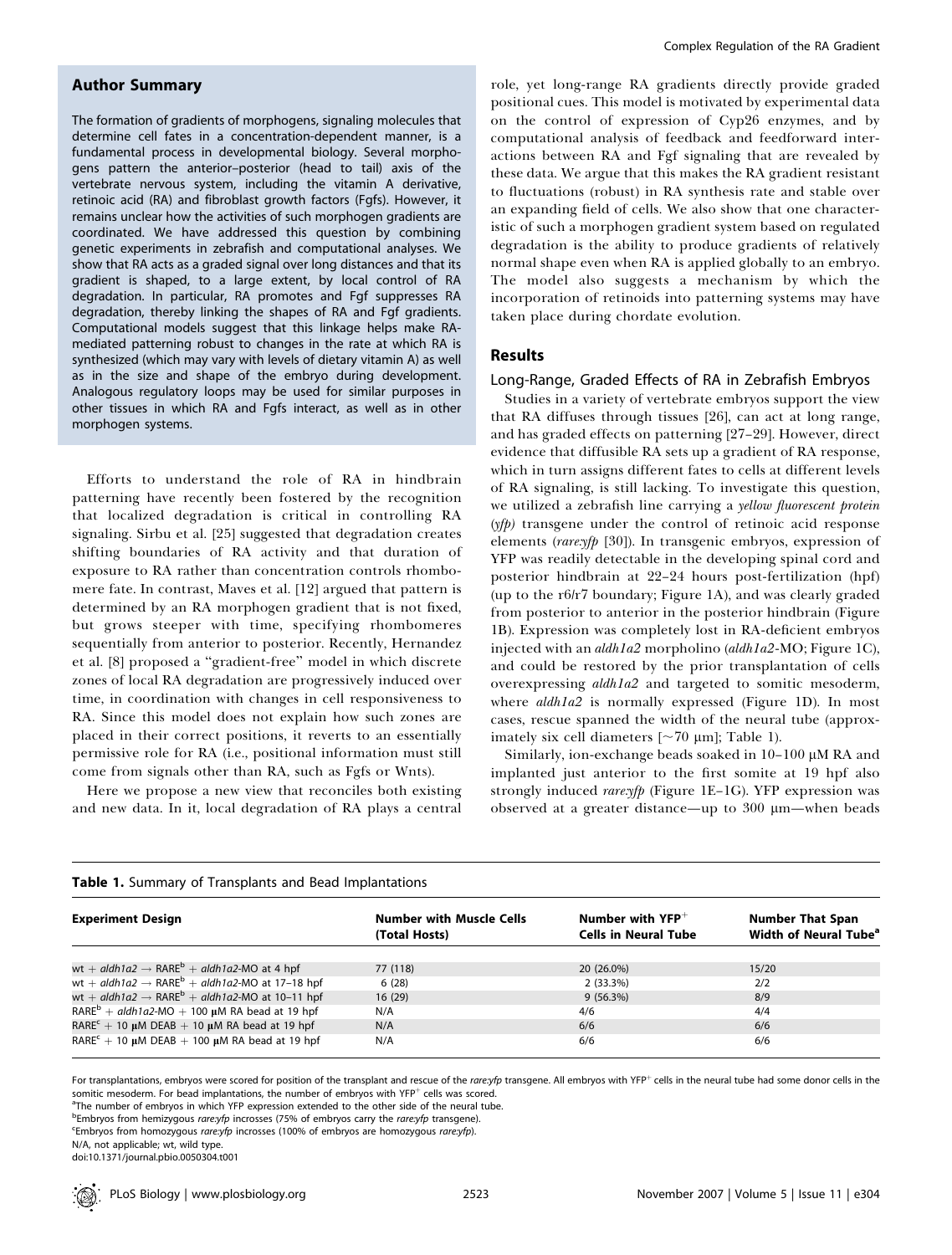## Author Summary

The formation of gradients of morphogens, signaling molecules that determine cell fates in a concentration-dependent manner, is a fundamental process in developmental biology. Several morphogens pattern the anterior–posterior (head to tail) axis of the vertebrate nervous system, including the vitamin A derivative, retinoic acid (RA) and fibroblast growth factors (Fgfs). However, it remains unclear how the activities of such morphogen gradients are coordinated. We have addressed this question by combining genetic experiments in zebrafish and computational analyses. We show that RA acts as a graded signal over long distances and that its gradient is shaped, to a large extent, by local control of RA degradation. In particular, RA promotes and Fgf suppresses RA degradation, thereby linking the shapes of RA and Fgf gradients. Computational models suggest that this linkage helps make RA-mediated patterning robust to changes in the rate at which RA is synthesized (which may vary with levels of dietary vitamin A) as well as in the size and shape of the embryo during development. Analogous regulatory loops may be used for similar purposes in other tissues in which RA and Fgfs interact, as well as in other morphogen systems.

Efforts to understand the role of RA in hindbrain patterning have recently been fostered by the recognition that localized degradation is critical in controlling RA signaling. Sirbu et al. [25] suggested that degradation creates shifting boundaries of RA activity and that duration of exposure to RA rather than concentration controls rhombomere fate. In contrast, Maves et al. [12] argued that pattern is determined by an RA morphogen gradient that is not fixed, but grows steeper with time, specifying rhombomeres sequentially from anterior to posterior. Recently, Hernandez et al. [8] proposed a "gradient-free" model in which discrete zones of local RA degradation are progressively induced over time, in coordination with changes in cell responsiveness to RA. Since this model does not explain how such zones are placed in their correct positions, it reverts to an essentially permissive role for RA (i.e., positional information must still come from signals other than RA, such as Fgfs or Wnts).

Here we propose a new view that reconciles both existing and new data. In it, local degradation of RA plays a central role, yet long-range RA gradients directly provide graded positional cues. This model is motivated by experimental data on the control of expression of Cyp26 enzymes, and by computational analysis of feedback and feedforward interactions between RA and Fgf signaling that are revealed by these data. We argue that this makes the RA gradient resistant to fluctuations (robust) in RA synthesis rate and stable over an expanding field of cells. We also show that one characteristic of such a morphogen gradient system based on regulated degradation is the ability to produce gradients of relatively normal shape even when RA is applied globally to an embryo. The model also suggests a mechanism by which the incorporation of retinoids into patterning systems may have taken place during chordate evolution.

## Results

### Long-Range, Graded Effects of RA in Zebrafish Embryos

Studies in a variety of vertebrate embryos support the view that RA diffuses through tissues [26], can act at long range, and has graded effects on patterning [27–29]. However, direct evidence that diffusible RA sets up a gradient of RA response, which in turn assigns different fates to cells at different levels of RA signaling, is still lacking. To investigate this question, we utilized a zebrafish line carrying a *yellow fluorescent protein* (*yfp*) transgene under the control of retinoic acid response elements (*rare:yfp* [30]). In transgenic embryos, expression of YFP was readily detectable in the developing spinal cord and posterior hindbrain at 22–24 hours post-fertilization (hpf) (up to the r6/r7 boundary; Figure 1A), and was clearly graded from posterior to anterior in the posterior hindbrain (Figure 1B). Expression was completely lost in RA-deficient embryos injected with an *aldh1a2* morpholino (*aldh1a2*-MO; Figure 1C), and could be restored by the prior transplantation of cells overexpressing *aldh1a2* and targeted to somitic mesoderm, where *aldh1a2* is normally expressed (Figure 1D). In most cases, rescue spanned the width of the neural tube (approximately six cell diameters [~70 μm]; Table 1).

Similarly, ion-exchange beads soaked in 10–100 μM RA and implanted just anterior to the first somite at 19 hpf also strongly induced *rare:yfp* (Figure 1E–1G). YFP expression was observed at a greater distance—up to 300 μm—when beads

**Table 1.** Summary of Transplants and Bead Implantations

| Experiment Design | Number with Muscle Cells (Total Hosts) | Number with YFP$^+$ Cells in Neural Tube | Number That Span Width of Neural Tube[a] |
|---|---|---|---|
| wt + *aldh1a2* → RARE[b] + *aldh1a2*-MO at 4 hpf | 77 (118) | 20 (26.0%) | 15/20 |
| wt + *aldh1a2* → RARE[b] + *aldh1a2*-MO at 17–18 hpf | 6 (28) | 2 (33.3%) | 2/2 |
| wt + *aldh1a2* → RARE[b] + *aldh1a2*-MO at 10–11 hpf | 16 (29) | 9 (56.3%) | 8/9 |
| RARE[b] + *aldh1a2*-MO + 100 μM RA bead at 19 hpf | N/A | 4/6 | 4/4 |
| RARE[c] + 10 μM DEAB + 10 μM RA bead at 19 hpf | N/A | 6/6 | 6/6 |
| RARE[c] + 10 μM DEAB + 100 μM RA bead at 19 hpf | N/A | 6/6 | 6/6 |

For transplantations, embryos were scored for position of the transplant and rescue of the *rare:yfp* transgene. All embryos with YFP$^+$ cells in the neural tube had some donor cells in the somitic mesoderm. For bead implantations, the number of embryos with YFP$^+$ cells was scored.

[a]The number of embryos in which YFP expression extended to the other side of the neural tube.

[b]Embryos from hemizygous *rare:yfp* incrosses (75% of embryos carry the *rare:yfp* transgene).

[c]Embryos from homozygous *rare:yfp* incrosses (100% of embryos are homozygous *rare:yfp*).

N/A, not applicable; wt, wild type.

doi:10.1371/journal.pbio.0050304.t001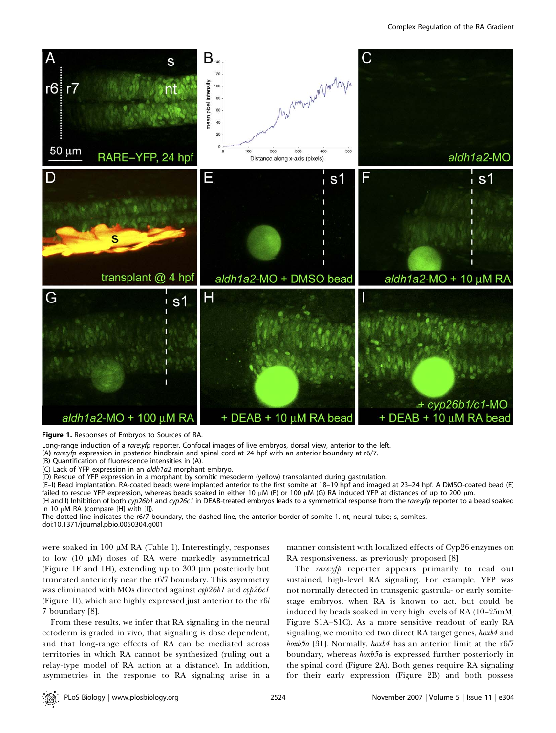**Figure 1.** Responses of Embryos to Sources of RA.

Long-range induction of a *rare:yfp* reporter. Confocal images of live embryos, dorsal view, anterior to the left.

(A) *rare:yfp* expression in posterior hindbrain and spinal cord at 24 hpf with an anterior boundary at r6/7.

(B) Quantification of fluorescence intensities in (A).

(C) Lack of YFP expression in an *aldh1a2* morphant embryo.

(D) Rescue of YFP expression in a morphant by somitic mesoderm (yellow) transplanted during gastrulation.

(E–I) Bead implantation. RA-coated beads were implanted anterior to the first somite at 18–19 hpf and imaged at 23–24 hpf. A DMSO-coated bead (E) failed to rescue YFP expression, whereas beads soaked in either 10 μM (F) or 100 μM (G) RA induced YFP at distances of up to 200 μm.

(H and I) Inhibition of both *cyp26b1* and *cyp26c1* in DEAB-treated embryos leads to a symmetrical response from the *rare:yfp* reporter to a bead soaked in 10 μM RA (compare [H] with [I]).

The dotted line indicates the r6/7 boundary, the dashed line, the anterior border of somite 1. nt, neural tube; s, somites.

doi:10.1371/journal.pbio.0050304.g001

were soaked in 100 μM RA (Table 1). Interestingly, responses to low (10 μM) doses of RA were markedly asymmetrical (Figure 1F and 1H), extending up to 300 μm posteriorly but truncated anteriorly near the r6/7 boundary. This asymmetry was eliminated with MOs directed against *cyp26b1* and *cyp26c1* (Figure 1I), which are highly expressed just anterior to the r6/7 boundary [8].

From these results, we infer that RA signaling in the neural ectoderm is graded in vivo, that signaling is dose dependent, and that long-range effects of RA can be mediated across territories in which RA cannot be synthesized (ruling out a relay-type model of RA action at a distance). In addition, asymmetries in the response to RA signaling arise in a manner consistent with localized effects of Cyp26 enzymes on RA responsiveness, as previously proposed [8]

The *rare:yfp* reporter appears primarily to read out sustained, high-level RA signaling. For example, YFP was not normally detected in transgenic gastrula- or early somite-stage embryos, when RA is known to act, but could be induced by beads soaked in very high levels of RA (10–25mM; Figure S1A–S1C). As a more sensitive readout of early RA signaling, we monitored two direct RA target genes, *hoxb4* and *hoxb5a* [31]. Normally, *hoxb4* has an anterior limit at the r6/7 boundary, whereas *hoxb5a* is expressed further posteriorly in the spinal cord (Figure 2A). Both genes require RA signaling for their early expression (Figure 2B) and both possess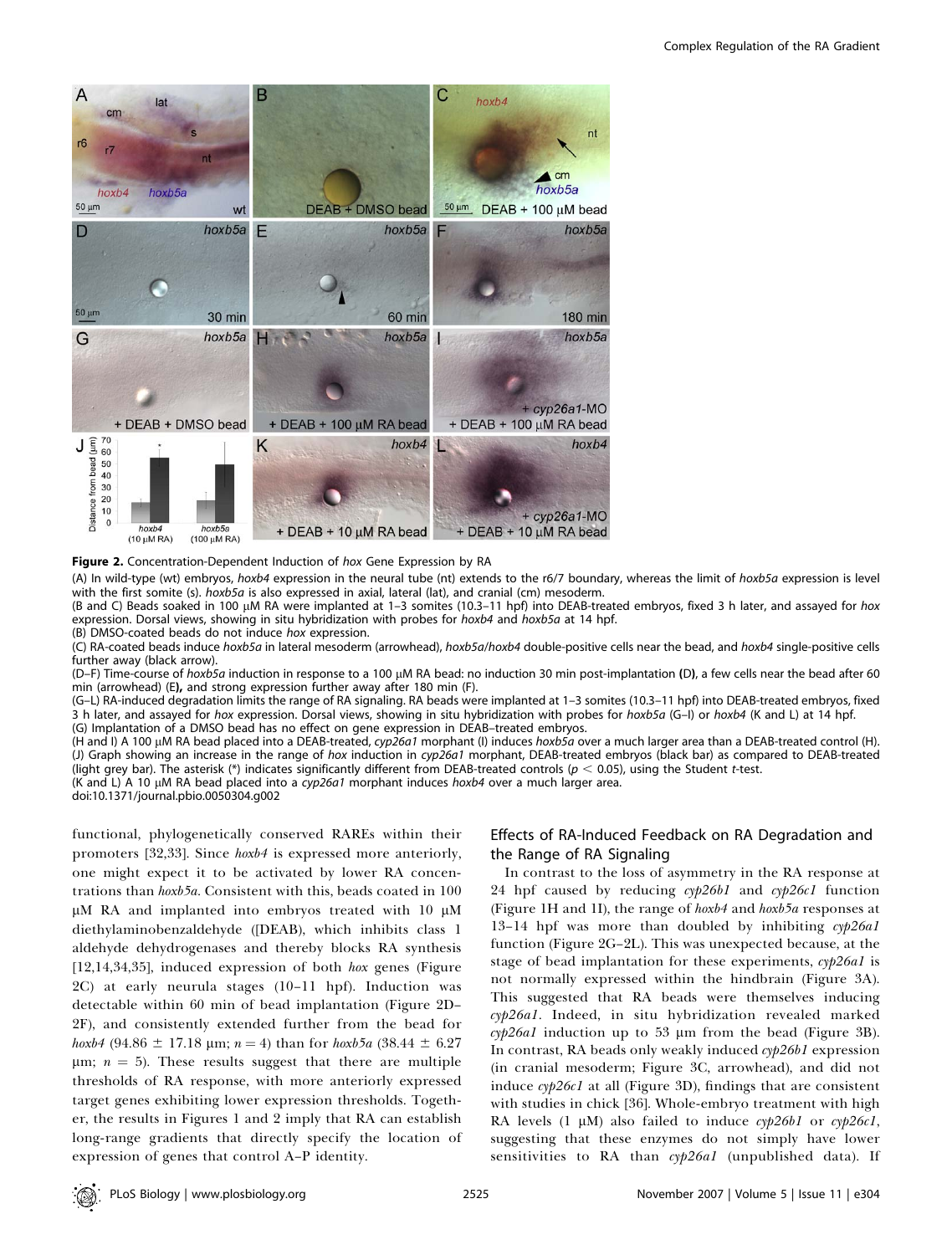**Figure 2.** Concentration-Dependent Induction of *hox* Gene Expression by RA

(A) In wild-type (wt) embryos, *hoxb4* expression in the neural tube (nt) extends to the r6/7 boundary, whereas the limit of *hoxb5a* expression is level with the first somite (s). *hoxb5a* is also expressed in axial, lateral (lat), and cranial (cm) mesoderm.

(B and C) Beads soaked in 100 μM RA were implanted at 1–3 somites (10.3–11 hpf) into DEAB-treated embryos, fixed 3 h later, and assayed for *hox* expression. Dorsal views, showing in situ hybridization with probes for *hoxb4* and *hoxb5a* at 14 hpf.

(B) DMSO-coated beads do not induce *hox* expression.

(C) RA-coated beads induce *hoxb5a* in lateral mesoderm (arrowhead), *hoxb5a*/*hoxb4* double-positive cells near the bead, and *hoxb4* single-positive cells further away (black arrow).

(D–F) Time-course of *hoxb5a* induction in response to a 100 μM RA bead: no induction 30 min post-implantation **(D)**, a few cells near the bead after 60 min (arrowhead) (E)**,** and strong expression further away after 180 min (F).

(G–L) RA-induced degradation limits the range of RA signaling. RA beads were implanted at 1–3 somites (10.3–11 hpf) into DEAB-treated embryos, fixed 3 h later, and assayed for *hox* expression. Dorsal views, showing in situ hybridization with probes for *hoxb5a* (G–I) or *hoxb4* (K and L) at 14 hpf.

(G) Implantation of a DMSO bead has no effect on gene expression in DEAB–treated embryos.

(H and I) A 100 μM RA bead placed into a DEAB-treated, *cyp26a1* morphant (I) induces *hoxb5a* over a much larger area than a DEAB-treated control (H).

(J) Graph showing an increase in the range of *hox* induction in *cyp26a1* morphant, DEAB-treated embryos (black bar) as compared to DEAB-treated (light grey bar). The asterisk (*) indicates significantly different from DEAB-treated controls ($p < 0.05$), using the Student *t*-test.

(K and L) A 10 μM RA bead placed into a *cyp26a1* morphant induces *hoxb4* over a much larger area.

doi:10.1371/journal.pbio.0050304.g002

functional, phylogenetically conserved RAREs within their promoters [32,33]. Since *hoxb4* is expressed more anteriorly, one might expect it to be activated by lower RA concentrations than *hoxb5a*. Consistent with this, beads coated in 100 μM RA and implanted into embryos treated with 10 μM diethylaminobenzaldehyde ([DEAB), which inhibits class 1 aldehyde dehydrogenases and thereby blocks RA synthesis [12,14,34,35], induced expression of both *hox* genes (Figure 2C) at early neurula stages (10–11 hpf). Induction was detectable within 60 min of bead implantation (Figure 2D–2F), and consistently extended further from the bead for *hoxb4* (94.86 ± 17.18 μm; $n = 4$) than for *hoxb5a* (38.44 ± 6.27 μm; $n = 5$). These results suggest that there are multiple thresholds of RA response, with more anteriorly expressed target genes exhibiting lower expression thresholds. Together, the results in Figures 1 and 2 imply that RA can establish long-range gradients that directly specify the location of expression of genes that control A–P identity.

## Effects of RA-Induced Feedback on RA Degradation and the Range of RA Signaling

In contrast to the loss of asymmetry in the RA response at 24 hpf caused by reducing *cyp26b1* and *cyp26c1* function (Figure 1H and 1I), the range of *hoxb4* and *hoxb5a* responses at 13–14 hpf was more than doubled by inhibiting *cyp26a1* function (Figure 2G–2L). This was unexpected because, at the stage of bead implantation for these experiments, *cyp26a1* is not normally expressed within the hindbrain (Figure 3A). This suggested that RA beads were themselves inducing *cyp26a1*. Indeed, in situ hybridization revealed marked *cyp26a1* induction up to 53 μm from the bead (Figure 3B). In contrast, RA beads only weakly induced *cyp26b1* expression (in cranial mesoderm; Figure 3C, arrowhead), and did not induce *cyp26c1* at all (Figure 3D), findings that are consistent with studies in chick [36]. Whole-embryo treatment with high RA levels (1 μM) also failed to induce *cyp26b1* or *cyp26c1*, suggesting that these enzymes do not simply have lower sensitivities to RA than *cyp26a1* (unpublished data). If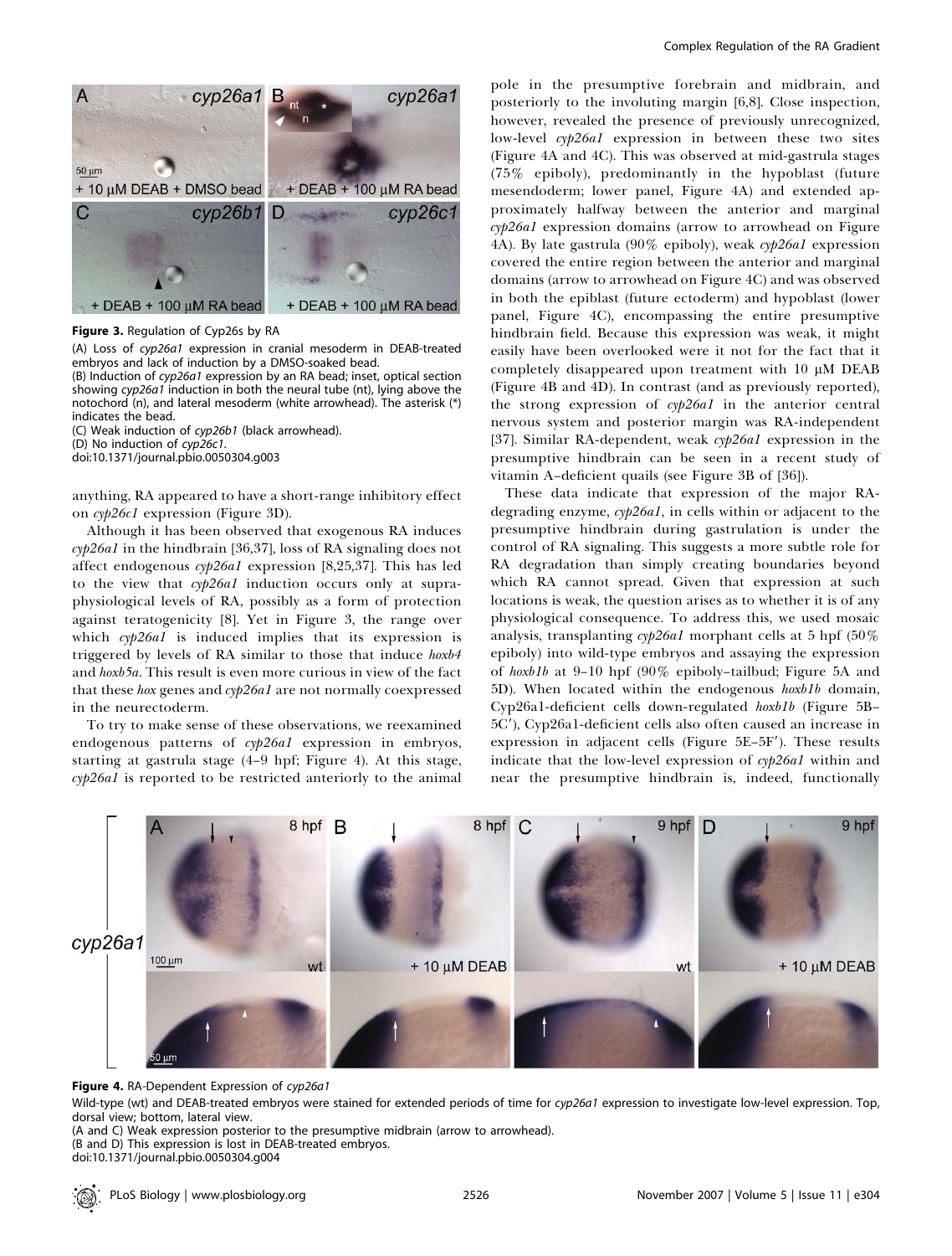**Figure 3.** Regulation of Cyp26s by RA

(A) Loss of *cyp26a1* expression in cranial mesoderm in DEAB-treated embryos and lack of induction by a DMSO-soaked bead.

(B) Induction of *cyp26a1* expression by an RA bead; inset, optical section showing *cyp26a1* induction in both the neural tube (nt), lying above the notochord (n), and lateral mesoderm (white arrowhead). The asterisk (*) indicates the bead.

(C) Weak induction of *cyp26b1* (black arrowhead).

(D) No induction of *cyp26c1*.

doi:10.1371/journal.pbio.0050304.g003

anything, RA appeared to have a short-range inhibitory effect on *cyp26c1* expression (Figure 3D).

Although it has been observed that exogenous RA induces *cyp26a1* in the hindbrain [36,37], loss of RA signaling does not affect endogenous *cyp26a1* expression [8,25,37]. This has led to the view that *cyp26a1* induction occurs only at supraphysiological levels of RA, possibly as a form of protection against teratogenicity [8]. Yet in Figure 3, the range over which *cyp26a1* is induced implies that its expression is triggered by levels of RA similar to those that induce *hoxb4* and *hoxb5a*. This result is even more curious in view of the fact that these *hox* genes and *cyp26a1* are not normally coexpressed in the neurectoderm.

To try to make sense of these observations, we reexamined endogenous patterns of *cyp26a1* expression in embryos, starting at gastrula stage (4–9 hpf; Figure 4). At this stage, *cyp26a1* is reported to be restricted anteriorly to the animal pole in the presumptive forebrain and midbrain, and posteriorly to the involuting margin [6,8]. Close inspection, however, revealed the presence of previously unrecognized, low-level *cyp26a1* expression in between these two sites (Figure 4A and 4C). This was observed at mid-gastrula stages (75% epiboly), predominantly in the hypoblast (future mesendoderm; lower panel, Figure 4A) and extended approximately halfway between the anterior and marginal *cyp26a1* expression domains (arrow to arrowhead on Figure 4A). By late gastrula (90% epiboly), weak *cyp26a1* expression covered the entire region between the anterior and marginal domains (arrow to arrowhead on Figure 4C) and was observed in both the epiblast (future ectoderm) and hypoblast (lower panel, Figure 4C), encompassing the entire presumptive hindbrain field. Because this expression was weak, it might easily have been overlooked were it not for the fact that it completely disappeared upon treatment with 10 μM DEAB (Figure 4B and 4D). In contrast (and as previously reported), the strong expression of *cyp26a1* in the anterior central nervous system and posterior margin was RA-independent [37]. Similar RA-dependent, weak *cyp26a1* expression in the presumptive hindbrain can be seen in a recent study of vitamin A–deficient quails (see Figure 3B of [36]).

These data indicate that expression of the major RA-degrading enzyme, *cyp26a1*, in cells within or adjacent to the presumptive hindbrain during gastrulation is under the control of RA signaling. This suggests a more subtle role for RA degradation than simply creating boundaries beyond which RA cannot spread. Given that expression at such locations is weak, the question arises as to whether it is of any physiological consequence. To address this, we used mosaic analysis, transplanting *cyp26a1* morphant cells at 5 hpf (50% epiboly) into wild-type embryos and assaying the expression of *hoxb1b* at 9–10 hpf (90% epiboly–tailbud; Figure 5A and 5D). When located within the endogenous *hoxb1b* domain, Cyp26a1-deficient cells down-regulated *hoxb1b* (Figure 5B–5C′), Cyp26a1-deficient cells also often caused an increase in expression in adjacent cells (Figure 5E–5F′). These results indicate that the low-level expression of *cyp26a1* within and near the presumptive hindbrain is, indeed, functionally

**Figure 4.** RA-Dependent Expression of *cyp26a1*

Wild-type (wt) and DEAB-treated embryos were stained for extended periods of time for *cyp26a1* expression to investigate low-level expression. Top, dorsal view; bottom, lateral view.

(A and C) Weak expression posterior to the presumptive midbrain (arrow to arrowhead).

(B and D) This expression is lost in DEAB-treated embryos.

doi:10.1371/journal.pbio.0050304.g004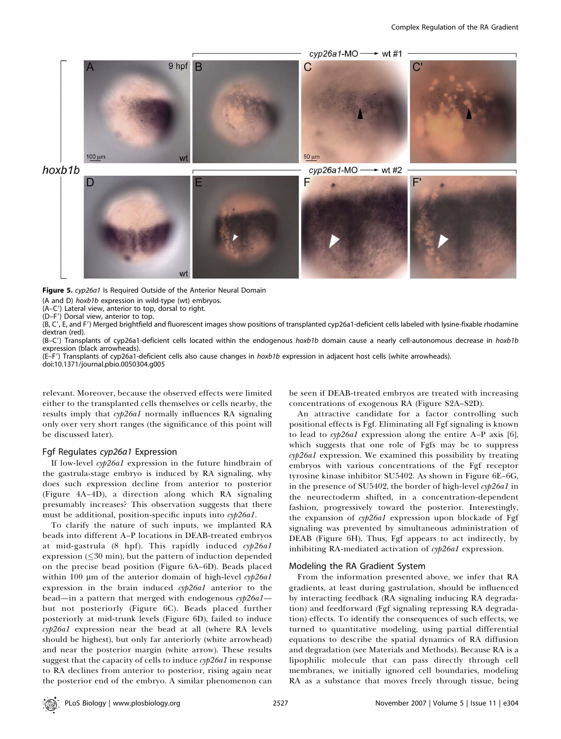**Figure 5.** *cyp26a1* Is Required Outside of the Anterior Neural Domain

(A and D) *hoxb1b* expression in wild-type (wt) embryos.

(A–C′) Lateral view, anterior to top, dorsal to right.

(D–F′) Dorsal view, anterior to top.

(B, C′, E, and F′) Merged brightfield and fluorescent images show positions of transplanted cyp26a1-deficient cells labeled with lysine-fixable rhodamine dextran (red).

(B–C′) Transplants of cyp26a1-deficient cells located within the endogenous *hoxb1b* domain cause a nearly cell-autonomous decrease in *hoxb1b* expression (black arrowheads).

(E–F′) Transplants of cyp26a1-deficient cells also cause changes in *hoxb1b* expression in adjacent host cells (white arrowheads).

doi:10.1371/journal.pbio.0050304.g005

relevant. Moreover, because the observed effects were limited either to the transplanted cells themselves or cells nearby, the results imply that *cyp26a1* normally influences RA signaling only over very short ranges (the significance of this point will be discussed later).

### Fgf Regulates *cyp26a1* Expression

If low-level *cyp26a1* expression in the future hindbrain of the gastrula-stage embryo is induced by RA signaling, why does such expression decline from anterior to posterior (Figure 4A–4D), a direction along which RA signaling presumably increases? This observation suggests that there must be additional, position-specific inputs into *cyp26a1*.

To clarify the nature of such inputs, we implanted RA beads into different A–P locations in DEAB-treated embryos at mid-gastrula (8 hpf). This rapidly induced *cyp26a1* expression ($\leq$30 min), but the pattern of induction depended on the precise bead position (Figure 6A–6D). Beads placed within 100 μm of the anterior domain of high-level *cyp26a1* expression in the brain induced *cyp26a1* anterior to the bead—in a pattern that merged with endogenous *cyp26a1*—but not posteriorly (Figure 6C). Beads placed further posteriorly at mid-trunk levels (Figure 6D), failed to induce *cyp26a1* expression near the bead at all (where RA levels should be highest), but only far anteriorly (white arrowhead) and near the posterior margin (white arrow). These results suggest that the capacity of cells to induce *cyp26a1* in response to RA declines from anterior to posterior, rising again near the posterior end of the embryo. A similar phenomenon can be seen if DEAB-treated embryos are treated with increasing concentrations of exogenous RA (Figure S2A–S2D).

An attractive candidate for a factor controlling such positional effects is Fgf. Eliminating all Fgf signaling is known to lead to *cyp26a1* expression along the entire A–P axis [6], which suggests that one role of Fgfs may be to suppress *cyp26a1* expression. We examined this possibility by treating embryos with various concentrations of the Fgf receptor tyrosine kinase inhibitor SU5402. As shown in Figure 6E–6G, in the presence of SU5402, the border of high-level *cyp26a1* in the neurectoderm shifted, in a concentration-dependent fashion, progressively toward the posterior. Interestingly, the expansion of *cyp26a1* expression upon blockade of Fgf signaling was prevented by simultaneous administration of DEAB (Figure 6H). Thus, Fgf appears to act indirectly, by inhibiting RA-mediated activation of *cyp26a1* expression.

### Modeling the RA Gradient System

From the information presented above, we infer that RA gradients, at least during gastrulation, should be influenced by interacting feedback (RA signaling inducing RA degradation) and feedforward (Fgf signaling repressing RA degradation) effects. To identify the consequences of such effects, we turned to quantitative modeling, using partial differential equations to describe the spatial dynamics of RA diffusion and degradation (see Materials and Methods). Because RA is a lipophilic molecule that can pass directly through cell membranes, we initially ignored cell boundaries, modeling RA as a substance that moves freely through tissue, being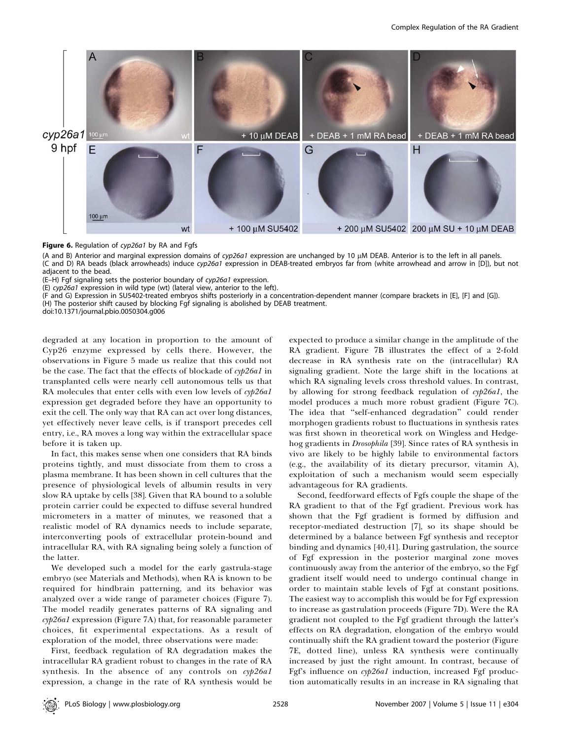**Figure 6.** Regulation of *cyp26a1* by RA and Fgfs

(A and B) Anterior and marginal expression domains of *cyp26a1* expression are unchanged by 10 μM DEAB. Anterior is to the left in all panels.
(C and D) RA beads (black arrowheads) induce *cyp26a1* expression in DEAB-treated embryos far from (white arrowhead and arrow in [D]), but not adjacent to the bead.
(E–H) Fgf signaling sets the posterior boundary of *cyp26a1* expression.
(E) *cyp26a1* expression in wild type (wt) (lateral view, anterior to the left).
(F and G) Expression in SU5402-treated embryos shifts posteriorly in a concentration-dependent manner (compare brackets in [E], [F] and [G]).
(H) The posterior shift caused by blocking Fgf signaling is abolished by DEAB treatment.
doi:10.1371/journal.pbio.0050304.g006

degraded at any location in proportion to the amount of Cyp26 enzyme expressed by cells there. However, the observations in Figure 5 made us realize that this could not be the case. The fact that the effects of blockade of *cyp26a1* in transplanted cells were nearly cell autonomous tells us that RA molecules that enter cells with even low levels of *cyp26a1* expression get degraded before they have an opportunity to exit the cell. The only way that RA can act over long distances, yet effectively never leave cells, is if transport precedes cell entry, i.e., RA moves a long way within the extracellular space before it is taken up.

In fact, this makes sense when one considers that RA binds proteins tightly, and must dissociate from them to cross a plasma membrane. It has been shown in cell cultures that the presence of physiological levels of albumin results in very slow RA uptake by cells [38]. Given that RA bound to a soluble protein carrier could be expected to diffuse several hundred micrometers in a matter of minutes, we reasoned that a realistic model of RA dynamics needs to include separate, interconverting pools of extracellular protein-bound and intracellular RA, with RA signaling being solely a function of the latter.

We developed such a model for the early gastrula-stage embryo (see Materials and Methods), when RA is known to be required for hindbrain patterning, and its behavior was analyzed over a wide range of parameter choices (Figure 7). The model readily generates patterns of RA signaling and *cyp26a1* expression (Figure 7A) that, for reasonable parameter choices, fit experimental expectations. As a result of exploration of the model, three observations were made:

First, feedback regulation of RA degradation makes the intracellular RA gradient robust to changes in the rate of RA synthesis. In the absence of any controls on *cyp26a1* expression, a change in the rate of RA synthesis would be expected to produce a similar change in the amplitude of the RA gradient. Figure 7B illustrates the effect of a 2-fold decrease in RA synthesis rate on the (intracellular) RA signaling gradient. Note the large shift in the locations at which RA signaling levels cross threshold values. In contrast, by allowing for strong feedback regulation of *cyp26a1*, the model produces a much more robust gradient (Figure 7C). The idea that "self-enhanced degradation" could render morphogen gradients robust to fluctuations in synthesis rates was first shown in theoretical work on Wingless and Hedgehog gradients in *Drosophila* [39]. Since rates of RA synthesis in vivo are likely to be highly labile to environmental factors (e.g., the availability of its dietary precursor, vitamin A), exploitation of such a mechanism would seem especially advantageous for RA gradients.

Second, feedforward effects of Fgfs couple the shape of the RA gradient to that of the Fgf gradient. Previous work has shown that the Fgf gradient is formed by diffusion and receptor-mediated destruction [7], so its shape should be determined by a balance between Fgf synthesis and receptor binding and dynamics [40,41]. During gastrulation, the source of Fgf expression in the posterior marginal zone moves continuously away from the anterior of the embryo, so the Fgf gradient itself would need to undergo continual change in order to maintain stable levels of Fgf at constant positions. The easiest way to accomplish this would be for Fgf expression to increase as gastrulation proceeds (Figure 7D). Were the RA gradient not coupled to the Fgf gradient through the latter's effects on RA degradation, elongation of the embryo would continually shift the RA gradient toward the posterior (Figure 7E, dotted line), unless RA synthesis were continually increased by just the right amount. In contrast, because of Fgf's influence on *cyp26a1* induction, increased Fgf production automatically results in an increase in RA signaling that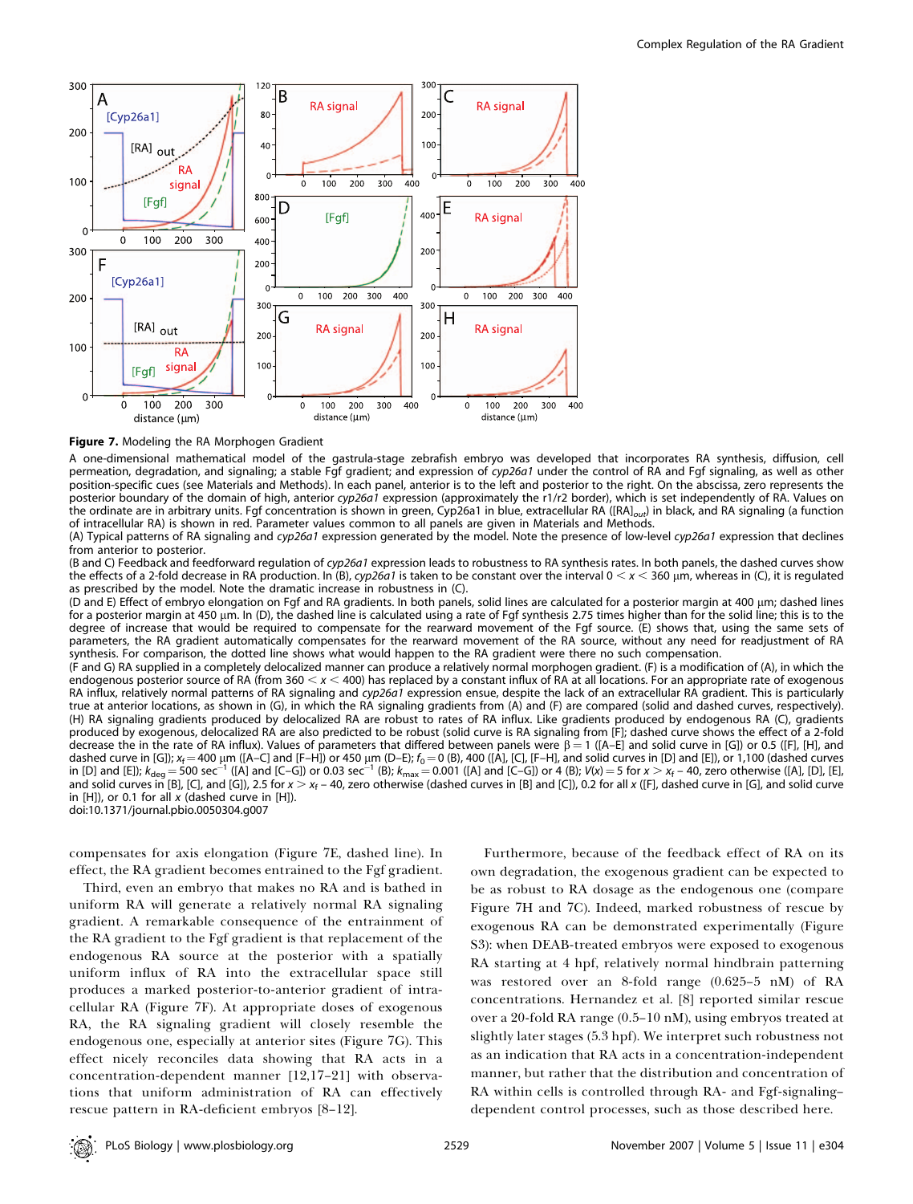**Figure 7.** Modeling the RA Morphogen Gradient

A one-dimensional mathematical model of the gastrula-stage zebrafish embryo was developed that incorporates RA synthesis, diffusion, cell permeation, degradation, and signaling; a stable Fgf gradient; and expression of *cyp26a1* under the control of RA and Fgf signaling, as well as other position-specific cues (see Materials and Methods). In each panel, anterior is to the left and posterior to the right. On the abscissa, zero represents the posterior boundary of the domain of high, anterior *cyp26a1* expression (approximately the r1/r2 border), which is set independently of RA. Values on the ordinate are in arbitrary units. Fgf concentration is shown in green, Cyp26a1 in blue, extracellular RA ($[RA]_{out}$) in black, and RA signaling (a function of intracellular RA) is shown in red. Parameter values common to all panels are given in Materials and Methods.

(A) Typical patterns of RA signaling and *cyp26a1* expression generated by the model. Note the presence of low-level *cyp26a1* expression that declines from anterior to posterior.

(B and C) Feedback and feedforward regulation of *cyp26a1* expression leads to robustness to RA synthesis rates. In both panels, the dashed curves show the effects of a 2-fold decrease in RA production. In (B), *cyp26a1* is taken to be constant over the interval $0 < x < 360$ μm, whereas in (C), it is regulated as prescribed by the model. Note the dramatic increase in robustness in (C).

(D and E) Effect of embryo elongation on Fgf and RA gradients. In both panels, solid lines are calculated for a posterior margin at 400 μm; dashed lines for a posterior margin at 450 μm. In (D), the dashed line is calculated using a rate of Fgf synthesis 2.75 times higher than for the solid line; this is to the degree of increase that would be required to compensate for the rearward movement of the Fgf source. (E) shows that, using the same sets of parameters, the RA gradient automatically compensates for the rearward movement of the RA source, without any need for readjustment of RA synthesis. For comparison, the dotted line shows what would happen to the RA gradient were there no such compensation.

(F and G) RA supplied in a completely delocalized manner can produce a relatively normal morphogen gradient. (F) is a modification of (A), in which the endogenous posterior source of RA (from $360 < x < 400$) has replaced by a constant influx of RA at all locations. For an appropriate rate of exogenous RA influx, relatively normal patterns of RA signaling and *cyp26a1* expression ensue, despite the lack of an extracellular RA gradient. This is particularly true at anterior locations, as shown in (G), in which the RA signaling gradients from (A) and (F) are compared (solid and dashed curves, respectively).

(H) RA signaling gradients produced by delocalized RA are robust to rates of RA influx. Like gradients produced by endogenous RA (C), gradients produced by exogenous, delocalized RA are also predicted to be robust (solid curve is RA signaling from [F]; dashed curve shows the effect of a 2-fold decrease the in the rate of RA influx). Values of parameters that differed between panels were $\beta = 1$ ([A–E] and solid curve in [G]) or 0.5 ([F], [H], and dashed curve in [G]); $x_f = 400$ μm ([A–C] and [F–H]) or 450 μm (D–E); $f_0 = 0$ (B), 400 ([A], [C], [F–H], and solid curves in [D] and [E]), or 1,100 (dashed curves in [D] and [E]); $k_{deg} = 500$ sec$^{-1}$ ([A] and [C–G]) or 0.03 sec$^{-1}$ (B); $k_{max} = 0.001$ ([A] and [C–G]) or 4 (B); $V(x) = 5$ for $x > x_f - 40$, zero otherwise ([A], [D], [E], and solid curves in [B], [C], and [G]), 2.5 for $x > x_f - 40$, zero otherwise (dashed curves in [B] and [C]), 0.2 for all $x$ ([F], dashed curve in [G], and solid curve in [H]), or 0.1 for all $x$ (dashed curve in [H]).

doi:10.1371/journal.pbio.0050304.g007

compensates for axis elongation (Figure 7E, dashed line). In effect, the RA gradient becomes entrained to the Fgf gradient.

Third, even an embryo that makes no RA and is bathed in uniform RA will generate a relatively normal RA signaling gradient. A remarkable consequence of the entrainment of the RA gradient to the Fgf gradient is that replacement of the endogenous RA source at the posterior with a spatially uniform influx of RA into the extracellular space still produces a marked posterior-to-anterior gradient of intracellular RA (Figure 7F). At appropriate doses of exogenous RA, the RA signaling gradient will closely resemble the endogenous one, especially at anterior sites (Figure 7G). This effect nicely reconciles data showing that RA acts in a concentration-dependent manner [12,17–21] with observations that uniform administration of RA can effectively rescue pattern in RA-deficient embryos [8–12].

Furthermore, because of the feedback effect of RA on its own degradation, the exogenous gradient can be expected to be as robust to RA dosage as the endogenous one (compare Figure 7H and 7C). Indeed, marked robustness of rescue by exogenous RA can be demonstrated experimentally (Figure S3): when DEAB-treated embryos were exposed to exogenous RA starting at 4 hpf, relatively normal hindbrain patterning was restored over an 8-fold range (0.625–5 nM) of RA concentrations. Hernandez et al. [8] reported similar rescue over a 20-fold RA range (0.5–10 nM), using embryos treated at slightly later stages (5.3 hpf). We interpret such robustness not as an indication that RA acts in a concentration-independent manner, but rather that the distribution and concentration of RA within cells is controlled through RA- and Fgf-signaling–dependent control processes, such as those described here.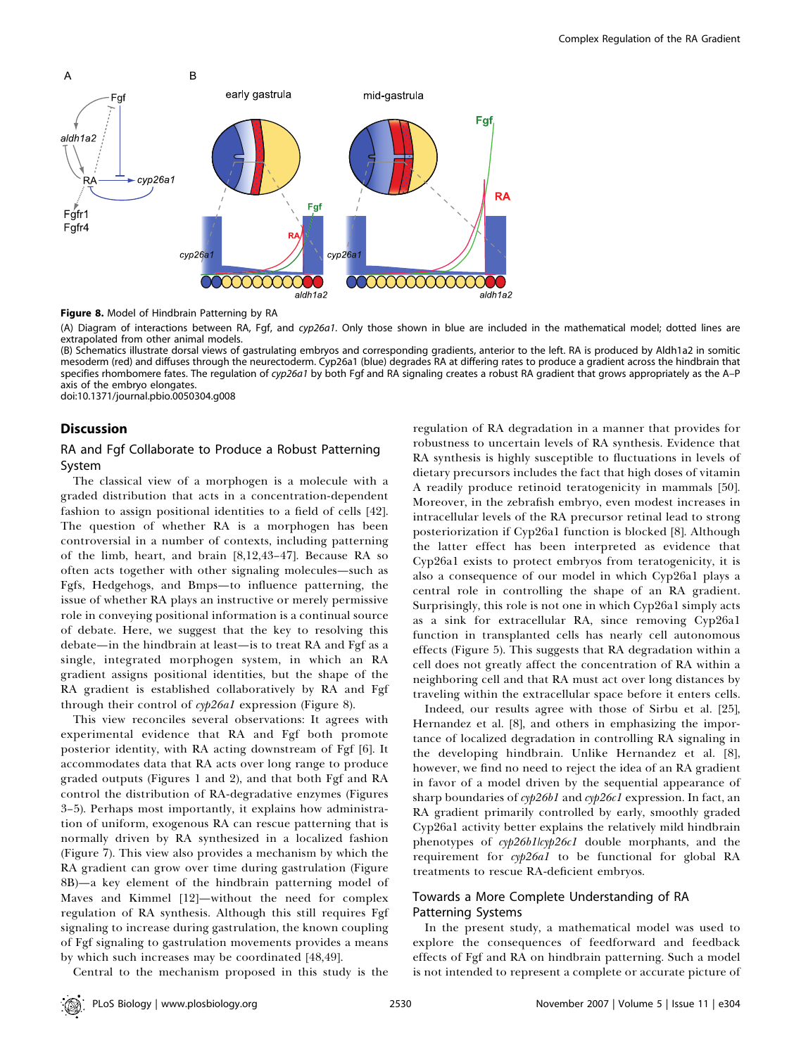**Figure 8.** Model of Hindbrain Patterning by RA

(A) Diagram of interactions between RA, Fgf, and *cyp26a1*. Only those shown in blue are included in the mathematical model; dotted lines are extrapolated from other animal models.

(B) Schematics illustrate dorsal views of gastrulating embryos and corresponding gradients, anterior to the left. RA is produced by Aldh1a2 in somitic mesoderm (red) and diffuses through the neurectoderm. Cyp26a1 (blue) degrades RA at differing rates to produce a gradient across the hindbrain that specifies rhombomere fates. The regulation of *cyp26a1* by both Fgf and RA signaling creates a robust RA gradient that grows appropriately as the A–P axis of the embryo elongates.

doi:10.1371/journal.pbio.0050304.g008

## Discussion

### RA and Fgf Collaborate to Produce a Robust Patterning System

The classical view of a morphogen is a molecule with a graded distribution that acts in a concentration-dependent fashion to assign positional identities to a field of cells [42]. The question of whether RA is a morphogen has been controversial in a number of contexts, including patterning of the limb, heart, and brain [8,12,43–47]. Because RA so often acts together with other signaling molecules—such as Fgfs, Hedgehogs, and Bmps—to influence patterning, the issue of whether RA plays an instructive or merely permissive role in conveying positional information is a continual source of debate. Here, we suggest that the key to resolving this debate—in the hindbrain at least—is to treat RA and Fgf as a single, integrated morphogen system, in which an RA gradient assigns positional identities, but the shape of the RA gradient is established collaboratively by RA and Fgf through their control of *cyp26a1* expression (Figure 8).

This view reconciles several observations: It agrees with experimental evidence that RA and Fgf both promote posterior identity, with RA acting downstream of Fgf [6]. It accommodates data that RA acts over long range to produce graded outputs (Figures 1 and 2), and that both Fgf and RA control the distribution of RA-degradative enzymes (Figures 3–5). Perhaps most importantly, it explains how administration of uniform, exogenous RA can rescue patterning that is normally driven by RA synthesized in a localized fashion (Figure 7). This view also provides a mechanism by which the RA gradient can grow over time during gastrulation (Figure 8B)—a key element of the hindbrain patterning model of Maves and Kimmel [12]—without the need for complex regulation of RA synthesis. Although this still requires Fgf signaling to increase during gastrulation, the known coupling of Fgf signaling to gastrulation movements provides a means by which such increases may be coordinated [48,49].

Central to the mechanism proposed in this study is the regulation of RA degradation in a manner that provides for robustness to uncertain levels of RA synthesis. Evidence that RA synthesis is highly susceptible to fluctuations in levels of dietary precursors includes the fact that high doses of vitamin A readily produce retinoid teratogenicity in mammals [50]. Moreover, in the zebrafish embryo, even modest increases in intracellular levels of the RA precursor retinal lead to strong posteriorization if Cyp26a1 function is blocked [8]. Although the latter effect has been interpreted as evidence that Cyp26a1 exists to protect embryos from teratogenicity, it is also a consequence of our model in which Cyp26a1 plays a central role in controlling the shape of an RA gradient. Surprisingly, this role is not one in which Cyp26a1 simply acts as a sink for extracellular RA, since removing Cyp26a1 function in transplanted cells has nearly cell autonomous effects (Figure 5). This suggests that RA degradation within a cell does not greatly affect the concentration of RA within a neighboring cell and that RA must act over long distances by traveling within the extracellular space before it enters cells.

Indeed, our results agree with those of Sirbu et al. [25], Hernandez et al. [8], and others in emphasizing the importance of localized degradation in controlling RA signaling in the developing hindbrain. Unlike Hernandez et al. [8], however, we find no need to reject the idea of an RA gradient in favor of a model driven by the sequential appearance of sharp boundaries of *cyp26b1* and *cyp26c1* expression. In fact, an RA gradient primarily controlled by early, smoothly graded Cyp26a1 activity better explains the relatively mild hindbrain phenotypes of *cyp26b1/cyp26c1* double morphants, and the requirement for *cyp26a1* to be functional for global RA treatments to rescue RA-deficient embryos.

### Towards a More Complete Understanding of RA Patterning Systems

In the present study, a mathematical model was used to explore the consequences of feedforward and feedback effects of Fgf and RA on hindbrain patterning. Such a model is not intended to represent a complete or accurate picture of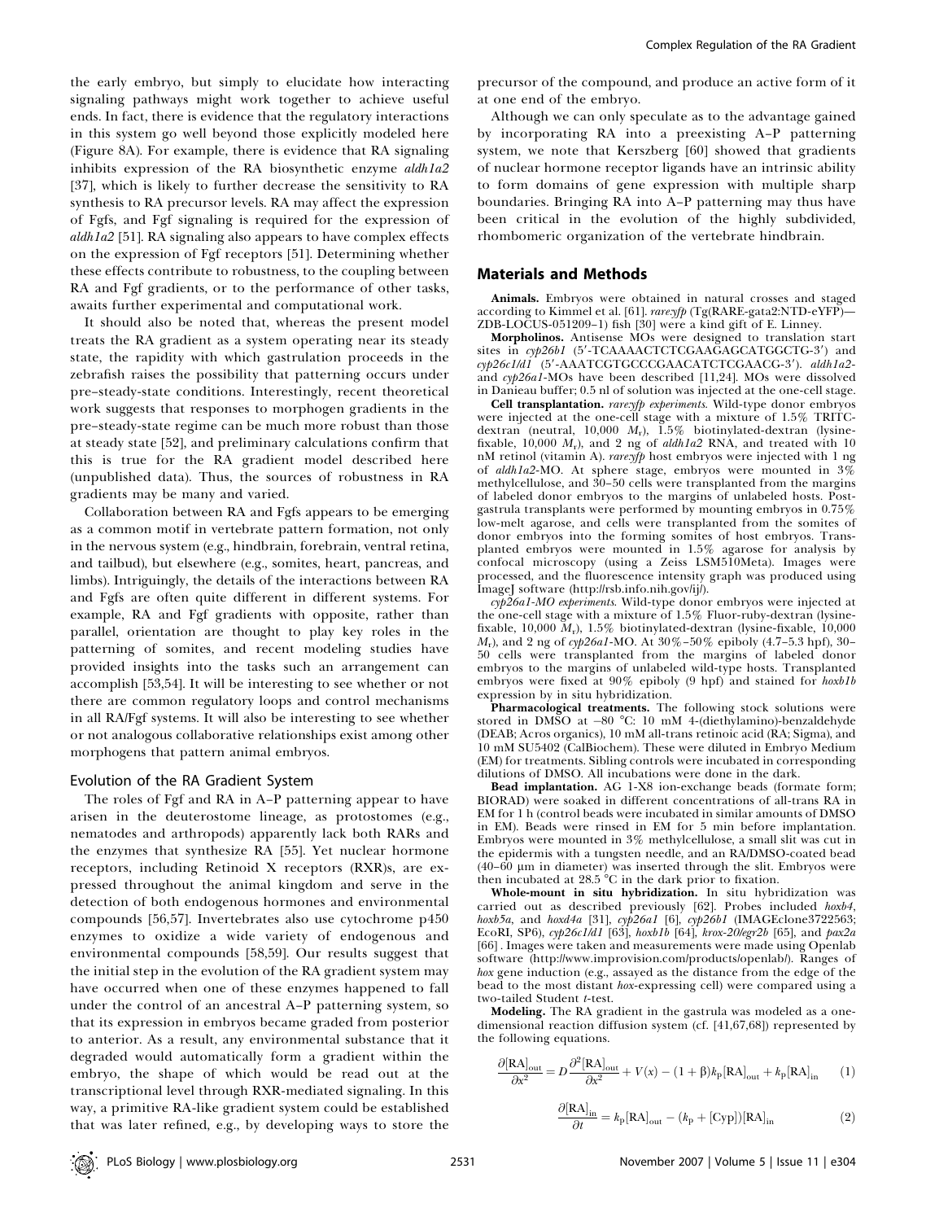the early embryo, but simply to elucidate how interacting signaling pathways might work together to achieve useful ends. In fact, there is evidence that the regulatory interactions in this system go well beyond those explicitly modeled here (Figure 8A). For example, there is evidence that RA signaling inhibits expression of the RA biosynthetic enzyme *aldh1a2* [37], which is likely to further decrease the sensitivity to RA synthesis to RA precursor levels. RA may affect the expression of Fgfs, and Fgf signaling is required for the expression of *aldh1a2* [51]. RA signaling also appears to have complex effects on the expression of Fgf receptors [51]. Determining whether these effects contribute to robustness, to the coupling between RA and Fgf gradients, or to the performance of other tasks, awaits further experimental and computational work.

It should also be noted that, whereas the present model treats the RA gradient as a system operating near its steady state, the rapidity with which gastrulation proceeds in the zebrafish raises the possibility that patterning occurs under pre–steady-state conditions. Interestingly, recent theoretical work suggests that responses to morphogen gradients in the pre–steady-state regime can be much more robust than those at steady state [52], and preliminary calculations confirm that this is true for the RA gradient model described here (unpublished data). Thus, the sources of robustness in RA gradients may be many and varied.

Collaboration between RA and Fgfs appears to be emerging as a common motif in vertebrate pattern formation, not only in the nervous system (e.g., hindbrain, forebrain, ventral retina, and tailbud), but elsewhere (e.g., somites, heart, pancreas, and limbs). Intriguingly, the details of the interactions between RA and Fgfs are often quite different in different systems. For example, RA and Fgf gradients with opposite, rather than parallel, orientation are thought to play key roles in the patterning of somites, and recent modeling studies have provided insights into the tasks such an arrangement can accomplish [53,54]. It will be interesting to see whether or not there are common regulatory loops and control mechanisms in all RA/Fgf systems. It will also be interesting to see whether or not analogous collaborative relationships exist among other morphogens that pattern animal embryos.

### Evolution of the RA Gradient System

The roles of Fgf and RA in A–P patterning appear to have arisen in the deuterostome lineage, as protostomes (e.g., nematodes and arthropods) apparently lack both RARs and the enzymes that synthesize RA [55]. Yet nuclear hormone receptors, including Retinoid X receptors (RXR)s, are expressed throughout the animal kingdom and serve in the detection of both endogenous hormones and environmental compounds [56,57]. Invertebrates also use cytochrome p450 enzymes to oxidize a wide variety of endogenous and environmental compounds [58,59]. Our results suggest that the initial step in the evolution of the RA gradient system may have occurred when one of these enzymes happened to fall under the control of an ancestral A–P patterning system, so that its expression in embryos became graded from posterior to anterior. As a result, any environmental substance that it degraded would automatically form a gradient within the embryo, the shape of which would be read out at the transcriptional level through RXR-mediated signaling. In this way, a primitive RA-like gradient system could be established that was later refined, e.g., by developing ways to store the precursor of the compound, and produce an active form of it at one end of the embryo.

Although we can only speculate as to the advantage gained by incorporating RA into a preexisting A–P patterning system, we note that Kerszberg [60] showed that gradients of nuclear hormone receptor ligands have an intrinsic ability to form domains of gene expression with multiple sharp boundaries. Bringing RA into A–P patterning may thus have been critical in the evolution of the highly subdivided, rhombomeric organization of the vertebrate hindbrain.

## Materials and Methods

**Animals.** Embryos were obtained in natural crosses and staged according to Kimmel et al. [61]. *rare:yfp* (Tg(RARE-gata2:NTD-eYFP)—ZDB-LOCUS-051209–1) fish [30] were a kind gift of E. Linney.

**Morpholinos.** Antisense MOs were designed to translation start sites in *cyp26b1* (5′-TCAAAACTCTCGAAGAGCATGGCTG-3′) and *cyp26c1/d1* (5′-AAATCGTGCCCGAACATCTCGAACG-3′). *aldh1a2*- and *cyp26a1*-MOs have been described [11,24]. MOs were dissolved in Danieau buffer; 0.5 nl of solution was injected at the one-cell stage.

**Cell transplantation.** *rare:yfp experiments.* Wild-type donor embryos were injected at the one-cell stage with a mixture of 1.5% TRITC-dextran (neutral, 10,000 $M_r$), 1.5% biotinylated-dextran (lysine-fixable, 10,000 $M_r$), and 2 ng of *aldh1a2* RNA, and treated with 10 nM retinol (vitamin A). *rare:yfp* host embryos were injected with 1 ng of *aldh1a2*-MO. At sphere stage, embryos were mounted in 3% methylcellulose, and 30–50 cells were transplanted from the margins of labeled donor embryos to the margins of unlabeled hosts. Post-gastrula transplants were performed by mounting embryos in 0.75% low-melt agarose, and cells were transplanted from the somites of donor embryos into the forming somites of host embryos. Transplanted embryos were mounted in 1.5% agarose for analysis by confocal microscopy (using a Zeiss LSM510Meta). Images were processed, and the fluorescence intensity graph was produced using ImageJ software (http://rsb.info.nih.gov/ij/).

*cyp26a1-MO experiments.* Wild-type donor embryos were injected at the one-cell stage with a mixture of 1.5% Fluor-ruby-dextran (lysine-fixable, 10,000 $M_r$), 1.5% biotinylated-dextran (lysine-fixable, 10,000 $M_r$), and 2 ng of *cyp26a1*-MO. At 30%–50% epiboly (4.7–5.3 hpf), 30–50 cells were transplanted from the margins of labeled donor embryos to the margins of unlabeled wild-type hosts. Transplanted embryos were fixed at 90% epiboly (9 hpf) and stained for *hoxb1b* expression by in situ hybridization.

**Pharmacological treatments.** The following stock solutions were stored in DMSO at −80 °C: 10 mM 4-(diethylamino)-benzaldehyde (DEAB; Acros organics), 10 mM all-trans retinoic acid (RA; Sigma), and 10 mM SU5402 (CalBiochem). These were diluted in Embryo Medium (EM) for treatments. Sibling controls were incubated in corresponding dilutions of DMSO. All incubations were done in the dark.

**Bead implantation.** AG 1-X8 ion-exchange beads (formate form; BIORAD) were soaked in different concentrations of all-trans RA in EM for 1 h (control beads were incubated in similar amounts of DMSO in EM). Beads were rinsed in EM for 5 min before implantation. Embryos were mounted in 3% methylcellulose, a small slit was cut in the epidermis with a tungsten needle, and an RA/DMSO-coated bead (40–60 μm in diameter) was inserted through the slit. Embryos were then incubated at 28.5 °C in the dark prior to fixation.

**Whole-mount in situ hybridization.** In situ hybridization was carried out as described previously [62]. Probes included *hoxb4*, *hoxb5a*, and *hoxd4a* [31], *cyp26a1* [6], *cyp26b1* (IMAGEclone3722563; EcoRI, SP6), *cyp26c1/d1* [63], *hoxb1b* [64], *krox-20/egr2b* [65], and *pax2a* [66]. Images were taken and measurements were made using Openlab software (http://www.improvision.com/products/openlab/). Ranges of *hox* gene induction (e.g., assayed as the distance from the edge of the bead to the most distant *hox*-expressing cell) were compared using a two-tailed Student *t*-test.

**Modeling.** The RA gradient in the gastrula was modeled as a one-dimensional reaction diffusion system (cf. [41,67,68]) represented by the following equations.

$$\frac{\partial[\mathrm{RA}]_{\mathrm{out}}}{\partial x^2} = D\frac{\partial^2[\mathrm{RA}]_{\mathrm{out}}}{\partial x^2} + V(x) - (1+\beta)k_{\mathrm{p}}[\mathrm{RA}]_{\mathrm{out}} + k_{\mathrm{p}}[\mathrm{RA}]_{\mathrm{in}} \quad (1)$$

$$\frac{\partial[\mathrm{RA}]_{\mathrm{in}}}{\partial t} = k_{\mathrm{p}}[\mathrm{RA}]_{\mathrm{out}} - (k_{\mathrm{p}} + [\mathrm{Cyp}])[\mathrm{RA}]_{\mathrm{in}} \quad (2)$$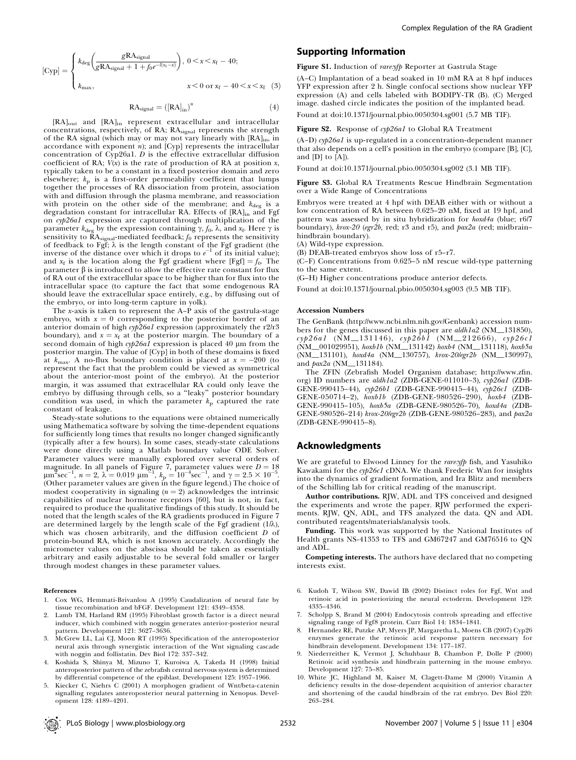$$[\text{Cyp}] = \begin{cases} k_{\text{deg}}\left(\dfrac{g\text{RA}_{\text{signal}}}{g\text{RA}_{\text{signal}} + 1 + f_0 e^{-l(x_f - x)}}\right), & 0 < x < x_f - 40; \\ k_{\max}, & x < 0 \text{ or } x_f - 40 < x < x_f \end{cases} \quad (3)$$

$$\text{RA}_{\text{signal}} = ([\text{RA}]_{\text{in}})^n \quad (4)$$

$[\text{RA}]_{\text{out}}$ and $[\text{RA}]_{\text{in}}$ represent extracellular and intracellular concentrations, respectively, of RA; $\text{RA}_{\text{signal}}$ represents the strength of the RA signal (which may or may not vary linearly with $[\text{RA}]_{\text{in}}$, in accordance with exponent $n$); and [Cyp] represents the intracellular concentration of Cyp26a1. $D$ is the effective extracellular diffusion coefficient of RA; $V(x)$ is the rate of production of RA at position $x$, typically taken to be a constant in a fixed posterior domain and zero elsewhere; $k_p$ is a first-order permeability coefficient that lumps together the processes of RA dissociation from protein, association with and diffusion through the plasma membrane, and reassociation with protein on the other side of the membrane; and $k_{\text{deg}}$ is a degradation constant for intracellular RA. Effects of $[\text{RA}]_{\text{in}}$ and Fgf on *cyp26a1* expression are captured through multiplication of the parameter $k_{\text{deg}}$ by the expression containing $\gamma$, $f_0$, $\lambda$, and $x_f$. Here $\gamma$ is sensitivity to $\text{RA}_{\text{signal}}$-mediated feedback; $f_0$ represents the sensitivity of feedback to Fgf; $\lambda$ is the length constant of the Fgf gradient (the inverse of the distance over which it drops to $e^{-1}$ of its initial value); and $x_f$ is the location along the Fgf gradient where $[\text{Fgf}] = f_0$. The parameter $\beta$ is introduced to allow the effective rate constant for flux of RA out of the extracellular space to be higher than for flux into the intracellular space (to capture the fact that some endogenous RA should leave the extracellular space entirely, e.g., by diffusing out of the embryo, or into long-term capture in yolk).

The $x$-axis is taken to represent the A–P axis of the gastrula-stage embryo, with $x = 0$ corresponding to the posterior border of an anterior domain of high *cyp26a1* expression (approximately the r2/r3 boundary), and $x = x_f$ at the posterior margin. The boundary of a second domain of high *cyp26a1* expression is placed 40 μm from the posterior margin. The value of [Cyp] in both of these domains is fixed at $k_{\max}$. A no-flux boundary condition is placed at $x = -200$ (to represent the fact that the problem could be viewed as symmetrical about the anterior-most point of the embryo). At the posterior margin, it was assumed that extracellular RA could only leave the embryo by diffusing through cells, so a "leaky" posterior boundary condition was used, in which the parameter $k_p$ captured the rate constant of leakage.

Steady-state solutions to the equations were obtained numerically using Mathematica software by solving the time-dependent equations for sufficiently long times that results no longer changed significantly (typically after a few hours). In some cases, steady-state calculations were done directly using a Matlab boundary value ODE Solver. Parameter values were manually explored over several orders of magnitude. In all panels of Figure 7, parameter values were $D = 18$ $\mu\text{m}^2\text{sec}^{-1}$, $n = 2$, $\lambda = 0.019$ $\mu\text{m}^{-1}$, $k_p = 10^{-4}\text{sec}^{-1}$, and $\gamma = 2.5 \times 10^{-5}$. (Other parameter values are given in the figure legend.) The choice of modest cooperativity in signaling ($n = 2$) acknowledges the intrinsic capabilities of nuclear hormone receptors [60], but is not, in fact, required to produce the qualitative findings of this study. It should be noted that the length scales of the RA gradients produced in Figure 7 are determined largely by the length scale of the Fgf gradient ($1/\lambda$), which was chosen arbitrarily, and the diffusion coefficient $D$ of protein-bound RA, which is not known accurately. Accordingly the micrometer values on the abscissa should be taken as essentially arbitrary and easily adjustable to be several fold smaller or larger through modest changes in these parameter values.

## Supporting Information

**Figure S1.** Induction of *rare:yfp* Reporter at Gastrula Stage

(A–C) Implantation of a bead soaked in 10 mM RA at 8 hpf induces YFP expression after 2 h. Single confocal sections show nuclear YFP expression (A) and cells labeled with BODIPY-TR (B). (C) Merged image. dashed circle indicates the position of the implanted bead.

Found at doi:10.1371/journal.pbio.0050304.sg001 (5.7 MB TIF).

**Figure S2.** Response of *cyp26a1* to Global RA Treatment

(A–D) *cyp26a1* is up-regulated in a concentration-dependent manner that also depends on a cell's position in the embryo (compare [B], [C], and [D] to [A]).

Found at doi:10.1371/journal.pbio.0050304.sg002 (3.1 MB TIF).

**Figure S3.** Global RA Treatments Rescue Hindbrain Segmentation over a Wide Range of Concentrations

Embryos were treated at 4 hpf with DEAB either with or without a low concentration of RA between 0.625–20 nM, fixed at 19 hpf, and pattern was assessed by in situ hybridization for *hoxd4a* (blue; r6/7 boundary), *krox-20* (*egr2b*, red; r3 and r5), and *pax2a* (red; midbrain–hindbrain boundary).

(A) Wild-type expression.

(B) DEAB-treated embryos show loss of r5–r7.

(C–F) Concentrations from 0.625–5 nM rescue wild-type patterning to the same extent.

(G–H) Higher concentrations produce anterior defects.

Found at doi:10.1371/journal.pbio.0050304.sg003 (9.5 MB TIF).

#### Accession Numbers

The GenBank (http://www.ncbi.nlm.nih.gov/Genbank) accession numbers for the genes discussed in this paper are *aldh1a2* (NM__131850), *cyp26a1* (NM__131146), *cyp26b1* (NM__212666), *cyp26c1* (NM__001029951), *hoxb1b* (NM__131142) *hoxb4* (NM__131118), *hoxb5a* (NM__131101), *hoxd4a* (NM__130757), *krox-20/egr2b* (NM__130997), and *pax2a* (NM__131184).

The ZFIN (Zebrafish Model Organism database; http://www.zfin.org) ID numbers are *aldh1a2* (ZDB-GENE-011010–3), *cyp26a1* (ZDB-GENE-990415–44), *cyp26b1* (ZDB-GENE-990415–44), *cyp26c1* (ZDB-GENE-050714–2), *hoxb1b* (ZDB-GENE-980526–290), *hoxb4* (ZDB-GENE-990415–105), *hoxb5a* (ZDB-GENE-980526–70), *hoxd4a* (ZDB-GENE-980526–214) *krox-20/egr2b* (ZDB-GENE-980526–283), and *pax2a* (ZDB-GENE-990415–8).

## Acknowledgments

We are grateful to Elwood Linney for the *rare:yfp* fish, and Yasuhiko Kawakami for the *cyp26c1* cDNA. We thank Frederic Wan for insights into the dynamics of gradient formation, and Ira Blitz and members of the Schilling lab for critical reading of the manuscript.

**Author contributions.** RJW, ADL and TFS conceived and designed the experiments and wrote the paper. RJW performed the experiments. RJW, QN, ADL, and TFS analyzed the data. QN and ADL contributed reagents/materials/analysis tools.

**Funding.** This work was supported by the National Institutes of Health grants NS-41353 to TFS and GM67247 and GM76516 to QN and ADL.

**Competing interests.** The authors have declared that no competing interests exist.

#### References

1. Cox WG, Hemmati-Brivanlou A (1995) Caudalization of neural fate by tissue recombination and bFGF. Development 121: 4349–4358.
2. Lamb TM, Harland RM (1995) Fibroblast growth factor is a direct neural inducer, which combined with noggin generates anterior-posterior neural pattern. Development 121: 3627–3636.
3. McGrew LL, Lai CJ, Moon RT (1995) Specification of the anteroposterior neural axis through synergistic interaction of the Wnt signaling cascade with noggin and follistatin. Dev Biol 172: 337–342.
4. Koshida S, Shinya M, Mizuno T, Kuroiwa A, Takeda H (1998) Initial anteroposterior pattern of the zebrafish central nervous system is determined by differential competence of the epiblast. Development 125: 1957–1966.
5. Kiecker C, Niehrs C (2001) A morphogen gradient of Wnt/beta-catenin signalling regulates anteroposterior neural patterning in Xenopus. Development 128: 4189–4201.
6. Kudoh T, Wilson SW, Dawid IB (2002) Distinct roles for Fgf, Wnt and retinoic acid in posteriorizing the neural ectoderm. Development 129: 4335–4346.
7. Scholpp S, Brand M (2004) Endocytosis controls spreading and effective signaling range of Fgf8 protein. Curr Biol 14: 1834–1841.
8. Hernandez RE, Putzke AP, Myers JP, Margaretha L, Moens CB (2007) Cyp26 enzymes generate the retinoic acid response pattern necessary for hindbrain development. Development 134: 177–187.
9. Niederreither K, Vermot J, Schuhbaur B, Chambon P, Dolle P (2000) Retinoic acid synthesis and hindbrain patterning in the mouse embryo. Development 127: 75–85.
10. White JC, Highland M, Kaiser M, Clagett-Dame M (2000) Vitamin A deficiency results in the dose-dependent acquisition of anterior character and shortening of the caudal hindbrain of the rat embryo. Dev Biol 220: 263–284.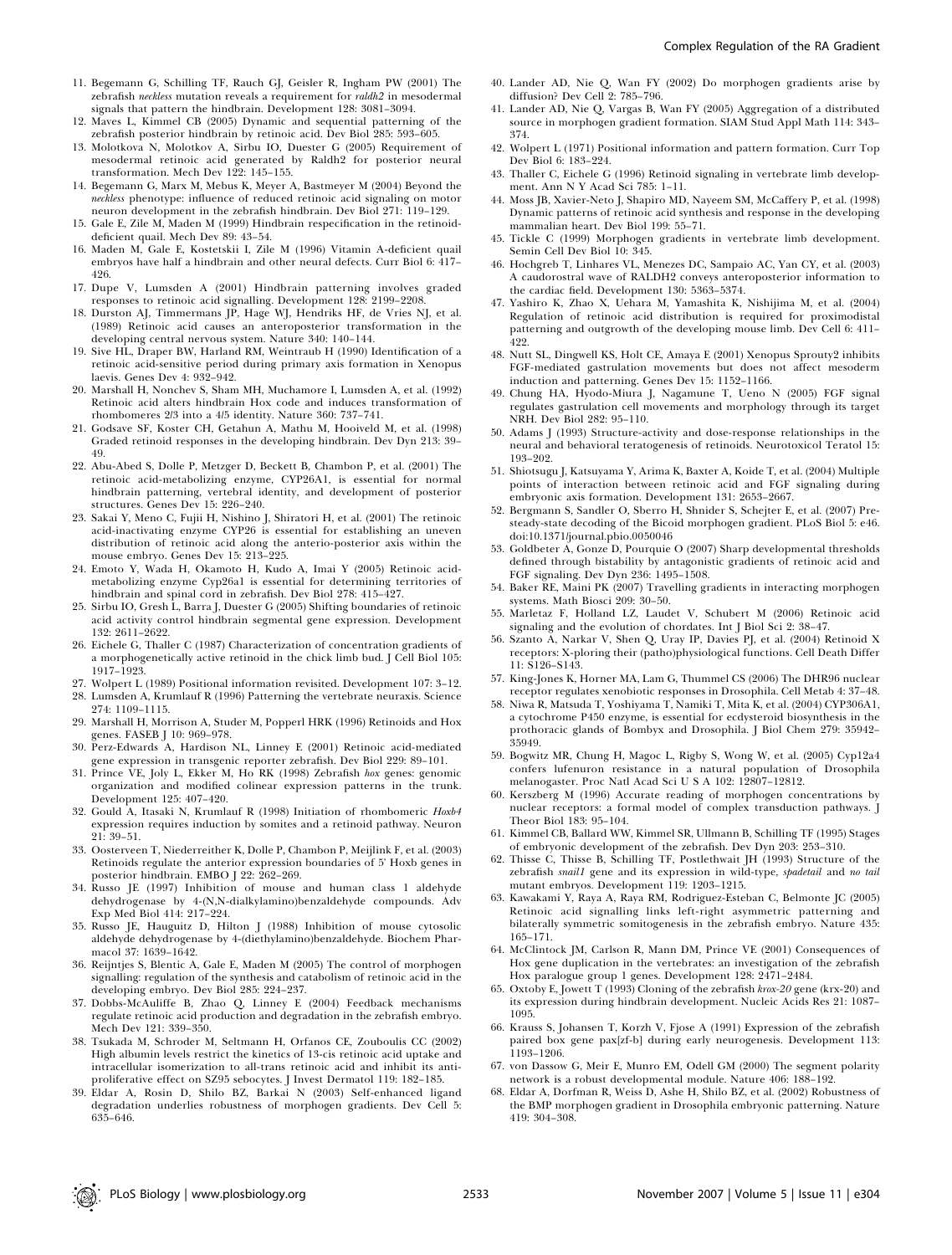11. Begemann G, Schilling TF, Rauch GJ, Geisler R, Ingham PW (2001) The zebrafish *neckless* mutation reveals a requirement for *raldh2* in mesodermal signals that pattern the hindbrain. Development 128: 3081–3094.
12. Maves L, Kimmel CB (2005) Dynamic and sequential patterning of the zebrafish posterior hindbrain by retinoic acid. Dev Biol 285: 593–605.
13. Molotkova N, Molotkov A, Sirbu IO, Duester G (2005) Requirement of mesodermal retinoic acid generated by Raldh2 for posterior neural transformation. Mech Dev 122: 145–155.
14. Begemann G, Marx M, Mebus K, Meyer A, Bastmeyer M (2004) Beyond the *neckless* phenotype: influence of reduced retinoic acid signaling on motor neuron development in the zebrafish hindbrain. Dev Biol 271: 119–129.
15. Gale E, Zile M, Maden M (1999) Hindbrain respecification in the retinoid-deficient quail. Mech Dev 89: 43–54.
16. Maden M, Gale E, Kostetskii I, Zile M (1996) Vitamin A-deficient quail embryos have half a hindbrain and other neural defects. Curr Biol 6: 417–426.
17. Dupe V, Lumsden A (2001) Hindbrain patterning involves graded responses to retinoic acid signalling. Development 128: 2199–2208.
18. Durston AJ, Timmermans JP, Hage WJ, Hendriks HF, de Vries NJ, et al. (1989) Retinoic acid causes an anteroposterior transformation in the developing central nervous system. Nature 340: 140–144.
19. Sive HL, Draper BW, Harland RM, Weintraub H (1990) Identification of a retinoic acid-sensitive period during primary axis formation in Xenopus laevis. Genes Dev 4: 932–942.
20. Marshall H, Nonchev S, Sham MH, Muchamore I, Lumsden A, et al. (1992) Retinoic acid alters hindbrain Hox code and induces transformation of rhombomeres 2/3 into a 4/5 identity. Nature 360: 737–741.
21. Godsave SF, Koster CH, Getahun A, Mathu M, Hooiveld M, et al. (1998) Graded retinoid responses in the developing hindbrain. Dev Dyn 213: 39–49.
22. Abu-Abed S, Dolle P, Metzger D, Beckett B, Chambon P, et al. (2001) The retinoic acid-metabolizing enzyme, CYP26A1, is essential for normal hindbrain patterning, vertebral identity, and development of posterior structures. Genes Dev 15: 226–240.
23. Sakai Y, Meno C, Fujii H, Nishino J, Shiratori H, et al. (2001) The retinoic acid-inactivating enzyme CYP26 is essential for establishing an uneven distribution of retinoic acid along the anterio-posterior axis within the mouse embryo. Genes Dev 15: 213–225.
24. Emoto Y, Wada H, Okamoto H, Kudo A, Imai Y (2005) Retinoic acid-metabolizing enzyme Cyp26a1 is essential for determining territories of hindbrain and spinal cord in zebrafish. Dev Biol 278: 415–427.
25. Sirbu IO, Gresh L, Barra J, Duester G (2005) Shifting boundaries of retinoic acid activity control hindbrain segmental gene expression. Development 132: 2611–2622.
26. Eichele G, Thaller C (1987) Characterization of concentration gradients of a morphogenetically active retinoid in the chick limb bud. J Cell Biol 105: 1917–1923.
27. Wolpert L (1989) Positional information revisited. Development 107: 3–12.
28. Lumsden A, Krumlauf R (1996) Patterning the vertebrate neuraxis. Science 274: 1109–1115.
29. Marshall H, Morrison A, Studer M, Popperl HRK (1996) Retinoids and Hox genes. FASEB J 10: 969–978.
30. Perz-Edwards A, Hardison NL, Linney E (2001) Retinoic acid-mediated gene expression in transgenic reporter zebrafish. Dev Biol 229: 89–101.
31. Prince VE, Joly L, Ekker M, Ho RK (1998) Zebrafish *hox* genes: genomic organization and modified colinear expression patterns in the trunk. Development 125: 407–420.
32. Gould A, Itasaki N, Krumlauf R (1998) Initiation of rhombomeric *Hoxb4* expression requires induction by somites and a retinoid pathway. Neuron 21: 39–51.
33. Oosterveen T, Niederreither K, Dolle P, Chambon P, Meijlink F, et al. (2003) Retinoids regulate the anterior expression boundaries of 5′ Hoxb genes in posterior hindbrain. EMBO J 22: 262–269.
34. Russo JE (1997) Inhibition of mouse and human class 1 aldehyde dehydrogenase by 4-(N,N-dialkylamino)benzaldehyde compounds. Adv Exp Med Biol 414: 217–224.
35. Russo JE, Hauguitz D, Hilton J (1988) Inhibition of mouse cytosolic aldehyde dehydrogenase by 4-(diethylamino)benzaldehyde. Biochem Pharmacol 37: 1639–1642.
36. Reijntjes S, Blentic A, Gale E, Maden M (2005) The control of morphogen signalling: regulation of the synthesis and catabolism of retinoic acid in the developing embryo. Dev Biol 285: 224–237.
37. Dobbs-McAuliffe B, Zhao Q, Linney E (2004) Feedback mechanisms regulate retinoic acid production and degradation in the zebrafish embryo. Mech Dev 121: 339–350.
38. Tsukada M, Schroder M, Seltmann H, Orfanos CE, Zouboulis CC (2002) High albumin levels restrict the kinetics of 13-cis retinoic acid uptake and intracellular isomerization to all-trans retinoic acid and inhibit its anti-proliferative effect on SZ95 sebocytes. J Invest Dermatol 119: 182–185.
39. Eldar A, Rosin D, Shilo BZ, Barkai N (2003) Self-enhanced ligand degradation underlies robustness of morphogen gradients. Dev Cell 5: 635–646.
40. Lander AD, Nie Q, Wan FY (2002) Do morphogen gradients arise by diffusion? Dev Cell 2: 785–796.
41. Lander AD, Nie Q, Vargas B, Wan FY (2005) Aggregation of a distributed source in morphogen gradient formation. SIAM Stud Appl Math 114: 343–374.
42. Wolpert L (1971) Positional information and pattern formation. Curr Top Dev Biol 6: 183–224.
43. Thaller C, Eichele G (1996) Retinoid signaling in vertebrate limb development. Ann N Y Acad Sci 785: 1–11.
44. Moss JB, Xavier-Neto J, Shapiro MD, Nayeem SM, McCaffery P, et al. (1998) Dynamic patterns of retinoic acid synthesis and response in the developing mammalian heart. Dev Biol 199: 55–71.
45. Tickle C (1999) Morphogen gradients in vertebrate limb development. Semin Cell Dev Biol 10: 345.
46. Hochgreb T, Linhares VL, Menezes DC, Sampaio AC, Yan CY, et al. (2003) A caudorostral wave of RALDH2 conveys anteroposterior information to the cardiac field. Development 130: 5363–5374.
47. Yashiro K, Zhao X, Uehara M, Yamashita K, Nishijima M, et al. (2004) Regulation of retinoic acid distribution is required for proximodistal patterning and outgrowth of the developing mouse limb. Dev Cell 6: 411–422.
48. Nutt SL, Dingwell KS, Holt CE, Amaya E (2001) Xenopus Sprouty2 inhibits FGF-mediated gastrulation movements but does not affect mesoderm induction and patterning. Genes Dev 15: 1152–1166.
49. Chung HA, Hyodo-Miura J, Nagamune T, Ueno N (2005) FGF signal regulates gastrulation cell movements and morphology through its target NRH. Dev Biol 282: 95–110.
50. Adams J (1993) Structure-activity and dose-response relationships in the neural and behavioral teratogenesis of retinoids. Neurotoxicol Teratol 15: 193–202.
51. Shiotsugu J, Katsuyama Y, Arima K, Baxter A, Koide T, et al. (2004) Multiple points of interaction between retinoic acid and FGF signaling during embryonic axis formation. Development 131: 2653–2667.
52. Bergmann S, Sandler O, Sberro H, Shnider S, Schejter E, et al. (2007) Pre-steady-state decoding of the Bicoid morphogen gradient. PLoS Biol 5: e46. doi:10.1371/journal.pbio.0050046
53. Goldbeter A, Gonze D, Pourquie O (2007) Sharp developmental thresholds defined through bistability by antagonistic gradients of retinoic acid and FGF signaling. Dev Dyn 236: 1495–1508.
54. Baker RE, Maini PK (2007) Travelling gradients in interacting morphogen systems. Math Biosci 209: 30–50.
55. Marletaz F, Holland LZ, Laudet V, Schubert M (2006) Retinoic acid signaling and the evolution of chordates. Int J Biol Sci 2: 38–47.
56. Szanto A, Narkar V, Shen Q, Uray IP, Davies PJ, et al. (2004) Retinoid X receptors: X-ploring their (patho)physiological functions. Cell Death Differ 11: S126–S143.
57. King-Jones K, Horner MA, Lam G, Thummel CS (2006) The DHR96 nuclear receptor regulates xenobiotic responses in Drosophila. Cell Metab 4: 37–48.
58. Niwa R, Matsuda T, Yoshiyama T, Namiki T, Mita K, et al. (2004) CYP306A1, a cytochrome P450 enzyme, is essential for ecdysteroid biosynthesis in the prothoracic glands of Bombyx and Drosophila. J Biol Chem 279: 35942–35949.
59. Bogwitz MR, Chung H, Magoc L, Rigby S, Wong W, et al. (2005) Cyp12a4 confers lufenuron resistance in a natural population of Drosophila melanogaster. Proc Natl Acad Sci U S A 102: 12807–12812.
60. Kerszberg M (1996) Accurate reading of morphogen concentrations by nuclear receptors: a formal model of complex transduction pathways. J Theor Biol 183: 95–104.
61. Kimmel CB, Ballard WW, Kimmel SR, Ullmann B, Schilling TF (1995) Stages of embryonic development of the zebrafish. Dev Dyn 203: 253–310.
62. Thisse C, Thisse B, Schilling TF, Postlethwait JH (1993) Structure of the zebrafish *snail1* gene and its expression in wild-type, *spadetail* and *no tail* mutant embryos. Development 119: 1203–1215.
63. Kawakami Y, Raya A, Raya RM, Rodriguez-Esteban C, Belmonte JC (2005) Retinoic acid signalling links left-right asymmetric patterning and bilaterally symmetric somitogenesis in the zebrafish embryo. Nature 435: 165–171.
64. McClintock JM, Carlson R, Mann DM, Prince VE (2001) Consequences of Hox gene duplication in the vertebrates: an investigation of the zebrafish Hox paralogue group 1 genes. Development 128: 2471–2484.
65. Oxtoby E, Jowett T (1993) Cloning of the zebrafish *krox-20* gene (krx-20) and its expression during hindbrain development. Nucleic Acids Res 21: 1087–1095.
66. Krauss S, Johansen T, Korzh V, Fjose A (1991) Expression of the zebrafish paired box gene pax[zf-b] during early neurogenesis. Development 113: 1193–1206.
67. von Dassow G, Meir E, Munro EM, Odell GM (2000) The segment polarity network is a robust developmental module. Nature 406: 188–192.
68. Eldar A, Dorfman R, Weiss D, Ashe H, Shilo BZ, et al. (2002) Robustness of the BMP morphogen gradient in Drosophila embryonic patterning. Nature 419: 304–308.